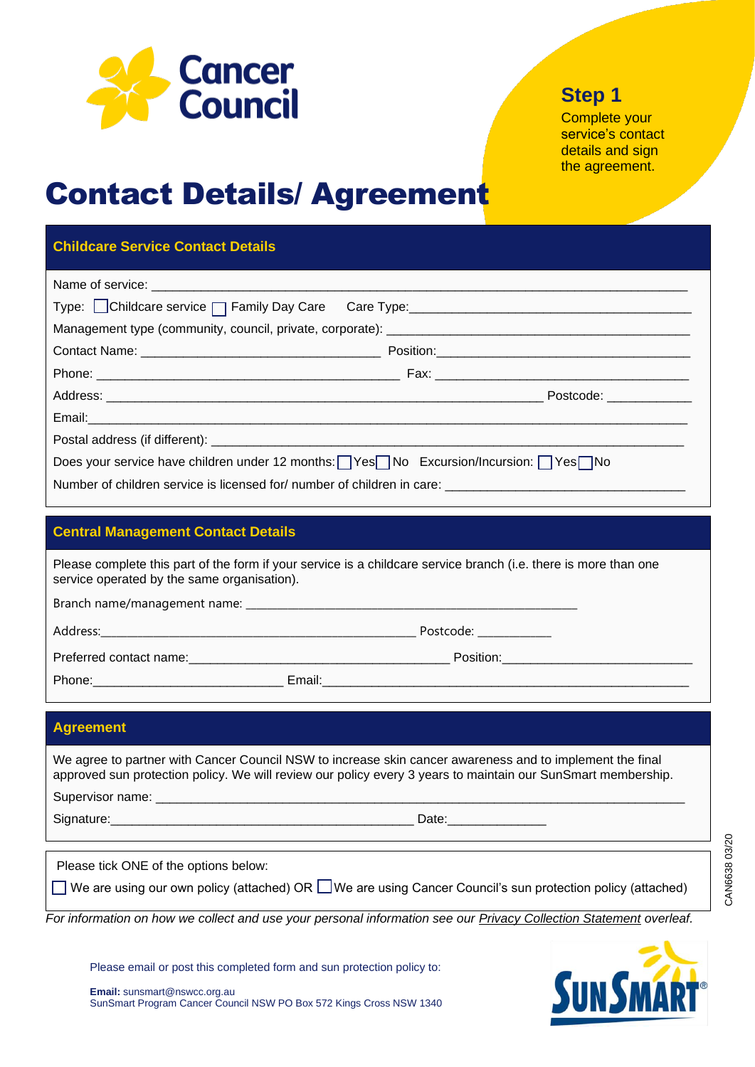Cancer Council

**Step 1**

Complete your service's contact details and sign the agreement.

# Contact Details/ Agreement

## Childcare Service Contact Details

Name of service: ___________________________________________________________________________

Type: ☐ Childcare service ☐ Family Day Care     Care Type: ________________________________________

Management type (community, council, private, corporate): ___________________________________________

Contact Name: _________________________________ Position: ___________________________________

Phone: __________________________________________ Fax: ___________________________________

Address: ______________________________________________________________ Postcode: ___________

Email: ______________________________________________________________________________________

Postal address (if different): ____________________________________________________________________

Does your service have children under 12 months: ☐ Yes ☐ No   Excursion/Incursion: ☐ Yes ☐ No

Number of children service is licensed for/ number of children in care: __________________________________

## Central Management Contact Details

Please complete this part of the form if your service is a childcare service branch (i.e. there is more than one service operated by the same organisation).

Branch name/management name: ______________________________________________

Address: ____________________________________________ Postcode: ___________

Preferred contact name: _____________________________________ Position: ___________________________

Phone: ___________________________ Email: ____________________________________________________

## Agreement

We agree to partner with Cancer Council NSW to increase skin cancer awareness and to implement the final approved sun protection policy. We will review our policy every 3 years to maintain our SunSmart membership.

Supervisor name: ____________________________________________________________________________

Signature: _____________________________________________ Date: ______________

Please tick ONE of the options below:

☐ We are using our own policy (attached) OR ☐ We are using Cancer Council's sun protection policy (attached)

*For information on how we collect and use your personal information see our Privacy Collection Statement overleaf.*

Please email or post this completed form and sun protection policy to:

**Email:** sunsmart@nswcc.org.au
SunSmart Program Cancer Council NSW PO Box 572 Kings Cross NSW 1340

SunSmart®

CAN6638 03/20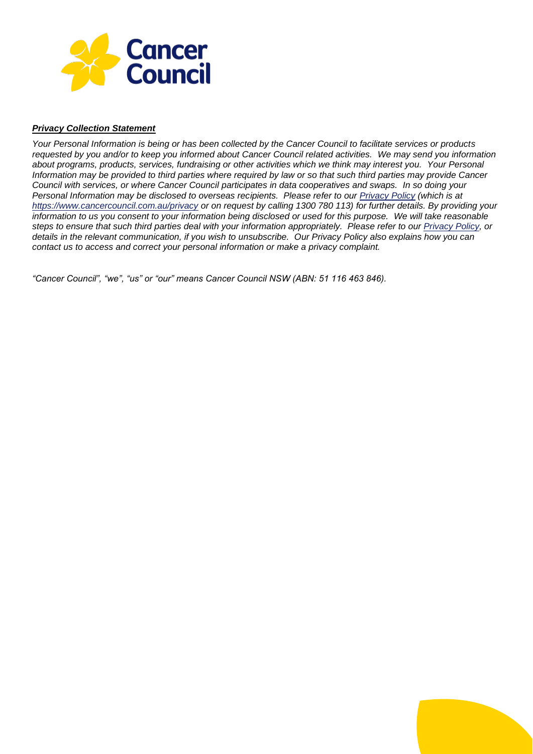***Privacy Collection Statement***

*Your Personal Information is being or has been collected by the Cancer Council to facilitate services or products requested by you and/or to keep you informed about Cancer Council related activities. We may send you information about programs, products, services, fundraising or other activities which we think may interest you. Your Personal Information may be provided to third parties where required by law or so that such third parties may provide Cancer Council with services, or where Cancer Council participates in data cooperatives and swaps. In so doing your Personal Information may be disclosed to overseas recipients. Please refer to our [Privacy Policy](https://www.cancercouncil.com.au/privacy) (which is at <https://www.cancercouncil.com.au/privacy> or on request by calling 1300 780 113) for further details. By providing your information to us you consent to your information being disclosed or used for this purpose. We will take reasonable steps to ensure that such third parties deal with your information appropriately. Please refer to our [Privacy Policy](https://www.cancercouncil.com.au/privacy), or details in the relevant communication, if you wish to unsubscribe. Our Privacy Policy also explains how you can contact us to access and correct your personal information or make a privacy complaint.*

*"Cancer Council", "we", "us" or "our" means Cancer Council NSW (ABN: 51 116 463 846).*